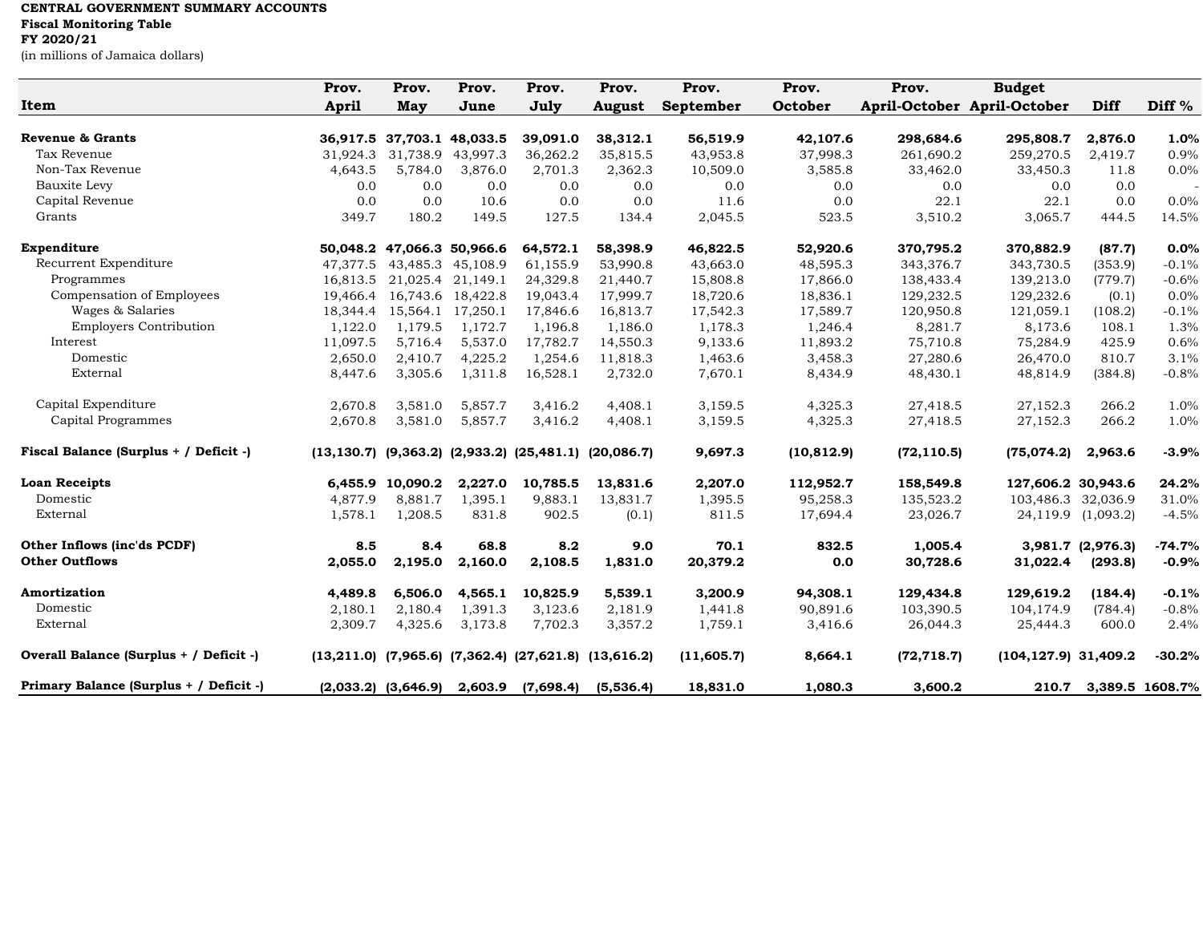**CENTRAL GOVERNMENT SUMMARY ACCOUNTS**
**Fiscal Monitoring Table**
**FY 2020/21**
(in millions of Jamaica dollars)

| Item | Prov. April | Prov. May | Prov. June | Prov. July | Prov. August | Prov. September | Prov. October | Prov. April-October | Budget April-October | Diff | Diff % |
|---|---|---|---|---|---|---|---|---|---|---|---|
| **Revenue & Grants** | **36,917.5** | **37,703.1** | **48,033.5** | **39,091.0** | **38,312.1** | **56,519.9** | **42,107.6** | **298,684.6** | **295,808.7** | **2,876.0** | **1.0%** |
| Tax Revenue | 31,924.3 | 31,738.9 | 43,997.3 | 36,262.2 | 35,815.5 | 43,953.8 | 37,998.3 | 261,690.2 | 259,270.5 | 2,419.7 | 0.9% |
| Non-Tax Revenue | 4,643.5 | 5,784.0 | 3,876.0 | 2,701.3 | 2,362.3 | 10,509.0 | 3,585.8 | 33,462.0 | 33,450.3 | 11.8 | 0.0% |
| Bauxite Levy | 0.0 | 0.0 | 0.0 | 0.0 | 0.0 | 0.0 | 0.0 | 0.0 | 0.0 | 0.0 | - |
| Capital Revenue | 0.0 | 0.0 | 10.6 | 0.0 | 0.0 | 11.6 | 0.0 | 22.1 | 22.1 | 0.0 | 0.0% |
| Grants | 349.7 | 180.2 | 149.5 | 127.5 | 134.4 | 2,045.5 | 523.5 | 3,510.2 | 3,065.7 | 444.5 | 14.5% |
| **Expenditure** | **50,048.2** | **47,066.3** | **50,966.6** | **64,572.1** | **58,398.9** | **46,822.5** | **52,920.6** | **370,795.2** | **370,882.9** | **(87.7)** | **0.0%** |
| Recurrent Expenditure | 47,377.5 | 43,485.3 | 45,108.9 | 61,155.9 | 53,990.8 | 43,663.0 | 48,595.3 | 343,376.7 | 343,730.5 | (353.9) | -0.1% |
| Programmes | 16,813.5 | 21,025.4 | 21,149.1 | 24,329.8 | 21,440.7 | 15,808.8 | 17,866.0 | 138,433.4 | 139,213.0 | (779.7) | -0.6% |
| Compensation of Employees | 19,466.4 | 16,743.6 | 18,422.8 | 19,043.4 | 17,999.7 | 18,720.6 | 18,836.1 | 129,232.5 | 129,232.6 | (0.1) | 0.0% |
| Wages & Salaries | 18,344.4 | 15,564.1 | 17,250.1 | 17,846.6 | 16,813.7 | 17,542.3 | 17,589.7 | 120,950.8 | 121,059.1 | (108.2) | -0.1% |
| Employers Contribution | 1,122.0 | 1,179.5 | 1,172.7 | 1,196.8 | 1,186.0 | 1,178.3 | 1,246.4 | 8,281.7 | 8,173.6 | 108.1 | 1.3% |
| Interest | 11,097.5 | 5,716.4 | 5,537.0 | 17,782.7 | 14,550.3 | 9,133.6 | 11,893.2 | 75,710.8 | 75,284.9 | 425.9 | 0.6% |
| Domestic | 2,650.0 | 2,410.7 | 4,225.2 | 1,254.6 | 11,818.3 | 1,463.6 | 3,458.3 | 27,280.6 | 26,470.0 | 810.7 | 3.1% |
| External | 8,447.6 | 3,305.6 | 1,311.8 | 16,528.1 | 2,732.0 | 7,670.1 | 8,434.9 | 48,430.1 | 48,814.9 | (384.8) | -0.8% |
| Capital Expenditure | 2,670.8 | 3,581.0 | 5,857.7 | 3,416.2 | 4,408.1 | 3,159.5 | 4,325.3 | 27,418.5 | 27,152.3 | 266.2 | 1.0% |
| Capital Programmes | 2,670.8 | 3,581.0 | 5,857.7 | 3,416.2 | 4,408.1 | 3,159.5 | 4,325.3 | 27,418.5 | 27,152.3 | 266.2 | 1.0% |
| **Fiscal Balance (Surplus + / Deficit -)** | **(13,130.7)** | **(9,363.2)** | **(2,933.2)** | **(25,481.1)** | **(20,086.7)** | **9,697.3** | **(10,812.9)** | **(72,110.5)** | **(75,074.2)** | **2,963.6** | **-3.9%** |
| **Loan Receipts** | **6,455.9** | **10,090.2** | **2,227.0** | **10,785.5** | **13,831.6** | **2,207.0** | **112,952.7** | **158,549.8** | **127,606.2** | **30,943.6** | **24.2%** |
| Domestic | 4,877.9 | 8,881.7 | 1,395.1 | 9,883.1 | 13,831.7 | 1,395.5 | 95,258.3 | 135,523.2 | 103,486.3 | 32,036.9 | 31.0% |
| External | 1,578.1 | 1,208.5 | 831.8 | 902.5 | (0.1) | 811.5 | 17,694.4 | 23,026.7 | 24,119.9 | (1,093.2) | -4.5% |
| **Other Inflows (inc'ds PCDF)** | **8.5** | **8.4** | **68.8** | **8.2** | **9.0** | **70.1** | **832.5** | **1,005.4** | **3,981.7** | **(2,976.3)** | **-74.7%** |
| **Other Outflows** | **2,055.0** | **2,195.0** | **2,160.0** | **2,108.5** | **1,831.0** | **20,379.2** | **0.0** | **30,728.6** | **31,022.4** | **(293.8)** | **-0.9%** |
| **Amortization** | **4,489.8** | **6,506.0** | **4,565.1** | **10,825.9** | **5,539.1** | **3,200.9** | **94,308.1** | **129,434.8** | **129,619.2** | **(184.4)** | **-0.1%** |
| Domestic | 2,180.1 | 2,180.4 | 1,391.3 | 3,123.6 | 2,181.9 | 1,441.8 | 90,891.6 | 103,390.5 | 104,174.9 | (784.4) | -0.8% |
| External | 2,309.7 | 4,325.6 | 3,173.8 | 7,702.3 | 3,357.2 | 1,759.1 | 3,416.6 | 26,044.3 | 25,444.3 | 600.0 | 2.4% |
| **Overall Balance (Surplus + / Deficit -)** | **(13,211.0)** | **(7,965.6)** | **(7,362.4)** | **(27,621.8)** | **(13,616.2)** | **(11,605.7)** | **8,664.1** | **(72,718.7)** | **(104,127.9)** | **31,409.2** | **-30.2%** |
| **Primary Balance (Surplus + / Deficit -)** | **(2,033.2)** | **(3,646.9)** | **2,603.9** | **(7,698.4)** | **(5,536.4)** | **18,831.0** | **1,080.3** | **3,600.2** | **210.7** | **3,389.5** | **1608.7%** |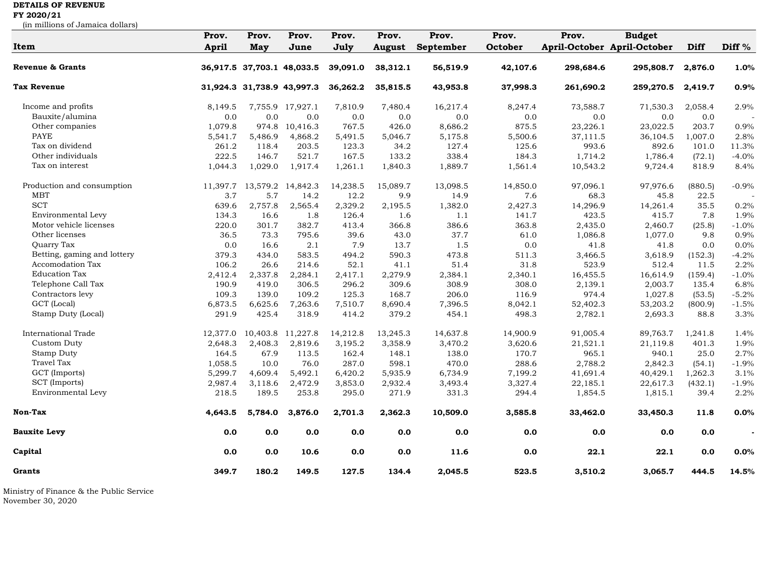**DETAILS OF REVENUE**
**FY 2020/21**
(in millions of Jamaica dollars)

| Item | Prov. April | Prov. May | Prov. June | Prov. July | Prov. August | Prov. September | Prov. October | Prov. April-October | Budget April-October | Diff | Diff % |
|---|---|---|---|---|---|---|---|---|---|---|---|
| **Revenue & Grants** | **36,917.5** | **37,703.1** | **48,033.5** | **39,091.0** | **38,312.1** | **56,519.9** | **42,107.6** | **298,684.6** | **295,808.7** | **2,876.0** | **1.0%** |
| **Tax Revenue** | **31,924.3** | **31,738.9** | **43,997.3** | **36,262.2** | **35,815.5** | **43,953.8** | **37,998.3** | **261,690.2** | **259,270.5** | **2,419.7** | **0.9%** |
| Income and profits | 8,149.5 | 7,755.9 | 17,927.1 | 7,810.9 | 7,480.4 | 16,217.4 | 8,247.4 | 73,588.7 | 71,530.3 | 2,058.4 | 2.9% |
| Bauxite/alumina | 0.0 | 0.0 | 0.0 | 0.0 | 0.0 | 0.0 | 0.0 | 0.0 | 0.0 | 0.0 | - |
| Other companies | 1,079.8 | 974.8 | 10,416.3 | 767.5 | 426.0 | 8,686.2 | 875.5 | 23,226.1 | 23,022.5 | 203.7 | 0.9% |
| PAYE | 5,541.7 | 5,486.9 | 4,868.2 | 5,491.5 | 5,046.7 | 5,175.8 | 5,500.6 | 37,111.5 | 36,104.5 | 1,007.0 | 2.8% |
| Tax on dividend | 261.2 | 118.4 | 203.5 | 123.3 | 34.2 | 127.4 | 125.6 | 993.6 | 892.6 | 101.0 | 11.3% |
| Other individuals | 222.5 | 146.7 | 521.7 | 167.5 | 133.2 | 338.4 | 184.3 | 1,714.2 | 1,786.4 | (72.1) | -4.0% |
| Tax on interest | 1,044.3 | 1,029.0 | 1,917.4 | 1,261.1 | 1,840.3 | 1,889.7 | 1,561.4 | 10,543.2 | 9,724.4 | 818.9 | 8.4% |
| Production and consumption | 11,397.7 | 13,579.2 | 14,842.3 | 14,238.5 | 15,089.7 | 13,098.5 | 14,850.0 | 97,096.1 | 97,976.6 | (880.5) | -0.9% |
| MBT | 3.7 | 5.7 | 14.2 | 12.2 | 9.9 | 14.9 | 7.6 | 68.3 | 45.8 | 22.5 | - |
| SCT | 639.6 | 2,757.8 | 2,565.4 | 2,329.2 | 2,195.5 | 1,382.0 | 2,427.3 | 14,296.9 | 14,261.4 | 35.5 | 0.2% |
| Environmental Levy | 134.3 | 16.6 | 1.8 | 126.4 | 1.6 | 1.1 | 141.7 | 423.5 | 415.7 | 7.8 | 1.9% |
| Motor vehicle licenses | 220.0 | 301.7 | 382.7 | 413.4 | 366.8 | 386.6 | 363.8 | 2,435.0 | 2,460.7 | (25.8) | -1.0% |
| Other licenses | 36.5 | 73.3 | 795.6 | 39.6 | 43.0 | 37.7 | 61.0 | 1,086.8 | 1,077.0 | 9.8 | 0.9% |
| Quarry Tax | 0.0 | 16.6 | 2.1 | 7.9 | 13.7 | 1.5 | 0.0 | 41.8 | 41.8 | 0.0 | 0.0% |
| Betting, gaming and lottery | 379.3 | 434.0 | 583.5 | 494.2 | 590.3 | 473.8 | 511.3 | 3,466.5 | 3,618.9 | (152.3) | -4.2% |
| Accomodation Tax | 106.2 | 26.6 | 214.6 | 52.1 | 41.1 | 51.4 | 31.8 | 523.9 | 512.4 | 11.5 | 2.2% |
| Education Tax | 2,412.4 | 2,337.8 | 2,284.1 | 2,417.1 | 2,279.9 | 2,384.1 | 2,340.1 | 16,455.5 | 16,614.9 | (159.4) | -1.0% |
| Telephone Call Tax | 190.9 | 419.0 | 306.5 | 296.2 | 309.6 | 308.9 | 308.0 | 2,139.1 | 2,003.7 | 135.4 | 6.8% |
| Contractors levy | 109.3 | 139.0 | 109.2 | 125.3 | 168.7 | 206.0 | 116.9 | 974.4 | 1,027.8 | (53.5) | -5.2% |
| GCT (Local) | 6,873.5 | 6,625.6 | 7,263.6 | 7,510.7 | 8,690.4 | 7,396.5 | 8,042.1 | 52,402.3 | 53,203.2 | (800.9) | -1.5% |
| Stamp Duty (Local) | 291.9 | 425.4 | 318.9 | 414.2 | 379.2 | 454.1 | 498.3 | 2,782.1 | 2,693.3 | 88.8 | 3.3% |
| International Trade | 12,377.0 | 10,403.8 | 11,227.8 | 14,212.8 | 13,245.3 | 14,637.8 | 14,900.9 | 91,005.4 | 89,763.7 | 1,241.8 | 1.4% |
| Custom Duty | 2,648.3 | 2,408.3 | 2,819.6 | 3,195.2 | 3,358.9 | 3,470.2 | 3,620.6 | 21,521.1 | 21,119.8 | 401.3 | 1.9% |
| Stamp Duty | 164.5 | 67.9 | 113.5 | 162.4 | 148.1 | 138.0 | 170.7 | 965.1 | 940.1 | 25.0 | 2.7% |
| Travel Tax | 1,058.5 | 10.0 | 76.0 | 287.0 | 598.1 | 470.0 | 288.6 | 2,788.2 | 2,842.3 | (54.1) | -1.9% |
| GCT (Imports) | 5,299.7 | 4,609.4 | 5,492.1 | 6,420.2 | 5,935.9 | 6,734.9 | 7,199.2 | 41,691.4 | 40,429.1 | 1,262.3 | 3.1% |
| SCT (Imports) | 2,987.4 | 3,118.6 | 2,472.9 | 3,853.0 | 2,932.4 | 3,493.4 | 3,327.4 | 22,185.1 | 22,617.3 | (432.1) | -1.9% |
| Environmental Levy | 218.5 | 189.5 | 253.8 | 295.0 | 271.9 | 331.3 | 294.4 | 1,854.5 | 1,815.1 | 39.4 | 2.2% |
| **Non-Tax** | **4,643.5** | **5,784.0** | **3,876.0** | **2,701.3** | **2,362.3** | **10,509.0** | **3,585.8** | **33,462.0** | **33,450.3** | **11.8** | **0.0%** |
| **Bauxite Levy** | **0.0** | **0.0** | **0.0** | **0.0** | **0.0** | **0.0** | **0.0** | **0.0** | **0.0** | **0.0** | **-** |
| **Capital** | **0.0** | **0.0** | **10.6** | **0.0** | **0.0** | **11.6** | **0.0** | **22.1** | **22.1** | **0.0** | **0.0%** |
| **Grants** | **349.7** | **180.2** | **149.5** | **127.5** | **134.4** | **2,045.5** | **523.5** | **3,510.2** | **3,065.7** | **444.5** | **14.5%** |

Ministry of Finance & the Public Service
November 30, 2020